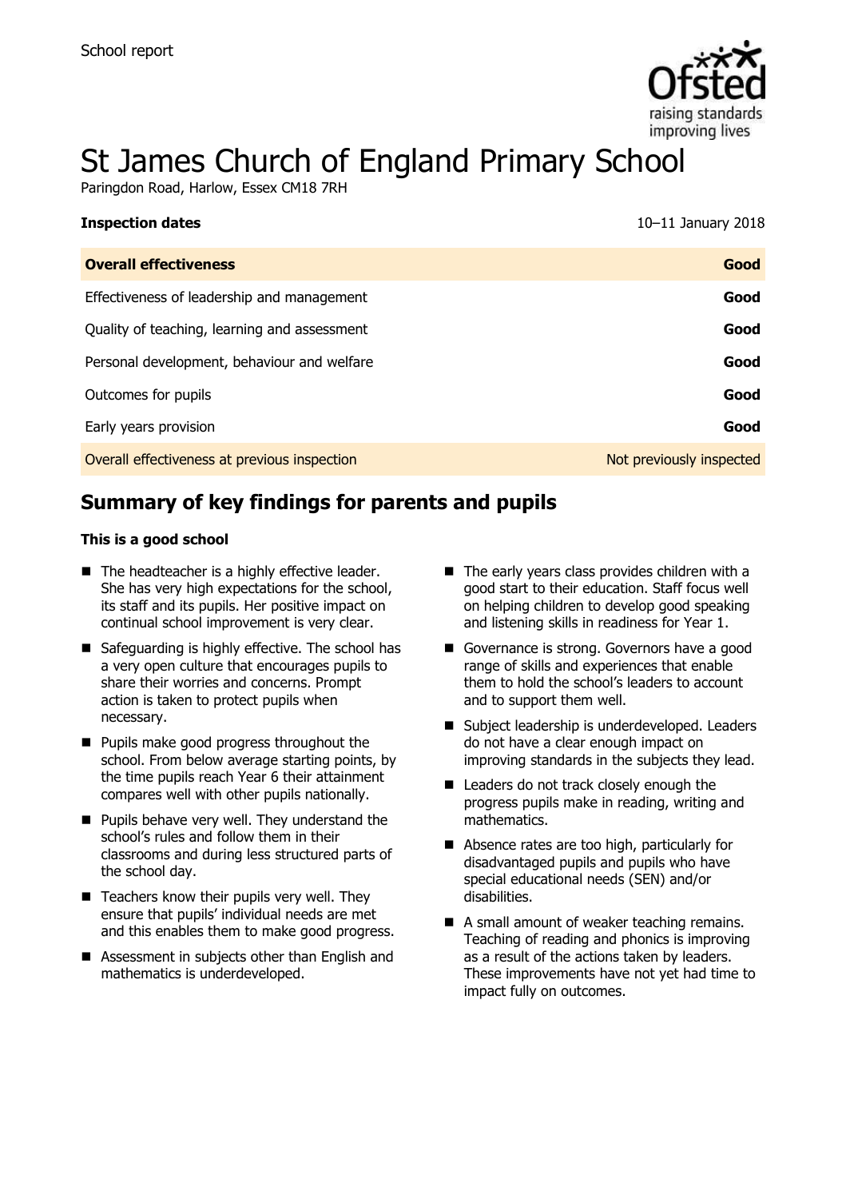School report

# St James Church of England Primary School

Paringdon Road, Harlow, Essex CM18 7RH

| **Inspection dates** | 10–11 January 2018 |
| --- | --- |
| **Overall effectiveness** | **Good** |
| Effectiveness of leadership and management | **Good** |
| Quality of teaching, learning and assessment | **Good** |
| Personal development, behaviour and welfare | **Good** |
| Outcomes for pupils | **Good** |
| Early years provision | **Good** |
| Overall effectiveness at previous inspection | Not previously inspected |

## Summary of key findings for parents and pupils

**This is a good school**

- The headteacher is a highly effective leader. She has very high expectations for the school, its staff and its pupils. Her positive impact on continual school improvement is very clear.
- Safeguarding is highly effective. The school has a very open culture that encourages pupils to share their worries and concerns. Prompt action is taken to protect pupils when necessary.
- Pupils make good progress throughout the school. From below average starting points, by the time pupils reach Year 6 their attainment compares well with other pupils nationally.
- Pupils behave very well. They understand the school's rules and follow them in their classrooms and during less structured parts of the school day.
- Teachers know their pupils very well. They ensure that pupils' individual needs are met and this enables them to make good progress.
- Assessment in subjects other than English and mathematics is underdeveloped.
- The early years class provides children with a good start to their education. Staff focus well on helping children to develop good speaking and listening skills in readiness for Year 1.
- Governance is strong. Governors have a good range of skills and experiences that enable them to hold the school's leaders to account and to support them well.
- Subject leadership is underdeveloped. Leaders do not have a clear enough impact on improving standards in the subjects they lead.
- Leaders do not track closely enough the progress pupils make in reading, writing and mathematics.
- Absence rates are too high, particularly for disadvantaged pupils and pupils who have special educational needs (SEN) and/or disabilities.
- A small amount of weaker teaching remains. Teaching of reading and phonics is improving as a result of the actions taken by leaders. These improvements have not yet had time to impact fully on outcomes.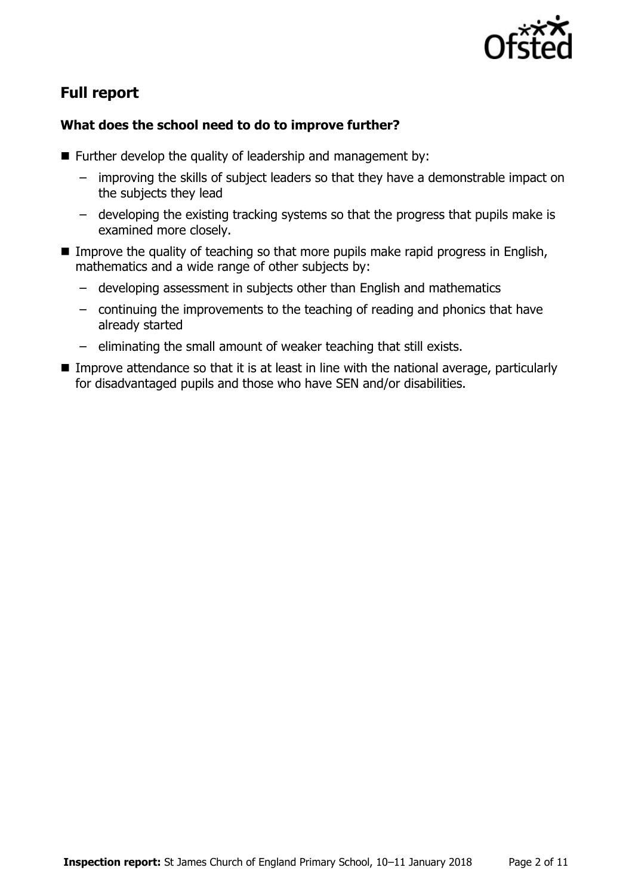## Full report

### What does the school need to do to improve further?

- Further develop the quality of leadership and management by:
  - improving the skills of subject leaders so that they have a demonstrable impact on the subjects they lead
  - developing the existing tracking systems so that the progress that pupils make is examined more closely.
- Improve the quality of teaching so that more pupils make rapid progress in English, mathematics and a wide range of other subjects by:
  - developing assessment in subjects other than English and mathematics
  - continuing the improvements to the teaching of reading and phonics that have already started
  - eliminating the small amount of weaker teaching that still exists.
- Improve attendance so that it is at least in line with the national average, particularly for disadvantaged pupils and those who have SEN and/or disabilities.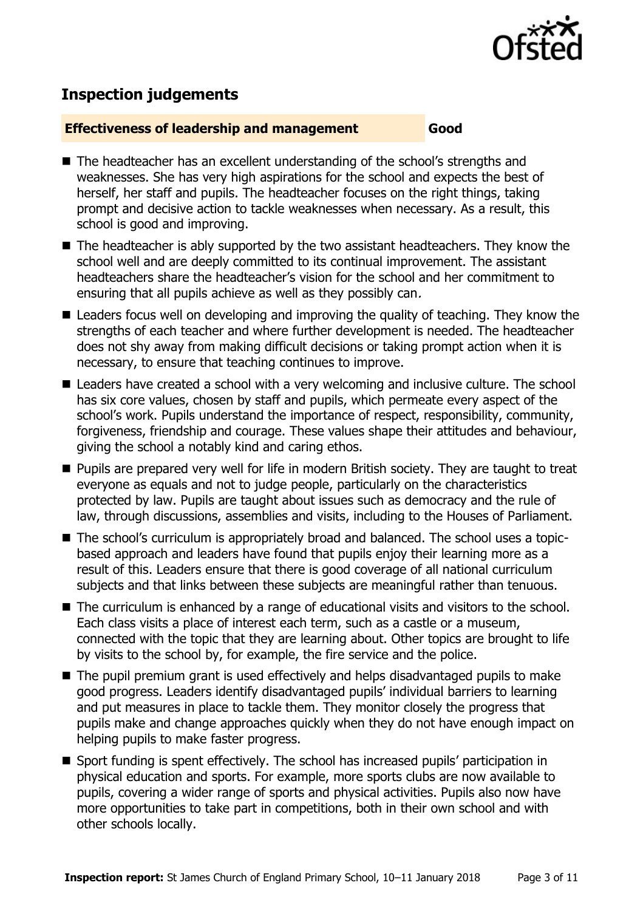## Inspection judgements

**Effectiveness of leadership and management** **Good**

- The headteacher has an excellent understanding of the school's strengths and weaknesses. She has very high aspirations for the school and expects the best of herself, her staff and pupils. The headteacher focuses on the right things, taking prompt and decisive action to tackle weaknesses when necessary. As a result, this school is good and improving.
- The headteacher is ably supported by the two assistant headteachers. They know the school well and are deeply committed to its continual improvement. The assistant headteachers share the headteacher's vision for the school and her commitment to ensuring that all pupils achieve as well as they possibly can.
- Leaders focus well on developing and improving the quality of teaching. They know the strengths of each teacher and where further development is needed. The headteacher does not shy away from making difficult decisions or taking prompt action when it is necessary, to ensure that teaching continues to improve.
- Leaders have created a school with a very welcoming and inclusive culture. The school has six core values, chosen by staff and pupils, which permeate every aspect of the school's work. Pupils understand the importance of respect, responsibility, community, forgiveness, friendship and courage. These values shape their attitudes and behaviour, giving the school a notably kind and caring ethos.
- Pupils are prepared very well for life in modern British society. They are taught to treat everyone as equals and not to judge people, particularly on the characteristics protected by law. Pupils are taught about issues such as democracy and the rule of law, through discussions, assemblies and visits, including to the Houses of Parliament.
- The school's curriculum is appropriately broad and balanced. The school uses a topic-based approach and leaders have found that pupils enjoy their learning more as a result of this. Leaders ensure that there is good coverage of all national curriculum subjects and that links between these subjects are meaningful rather than tenuous.
- The curriculum is enhanced by a range of educational visits and visitors to the school. Each class visits a place of interest each term, such as a castle or a museum, connected with the topic that they are learning about. Other topics are brought to life by visits to the school by, for example, the fire service and the police.
- The pupil premium grant is used effectively and helps disadvantaged pupils to make good progress. Leaders identify disadvantaged pupils' individual barriers to learning and put measures in place to tackle them. They monitor closely the progress that pupils make and change approaches quickly when they do not have enough impact on helping pupils to make faster progress.
- Sport funding is spent effectively. The school has increased pupils' participation in physical education and sports. For example, more sports clubs are now available to pupils, covering a wider range of sports and physical activities. Pupils also now have more opportunities to take part in competitions, both in their own school and with other schools locally.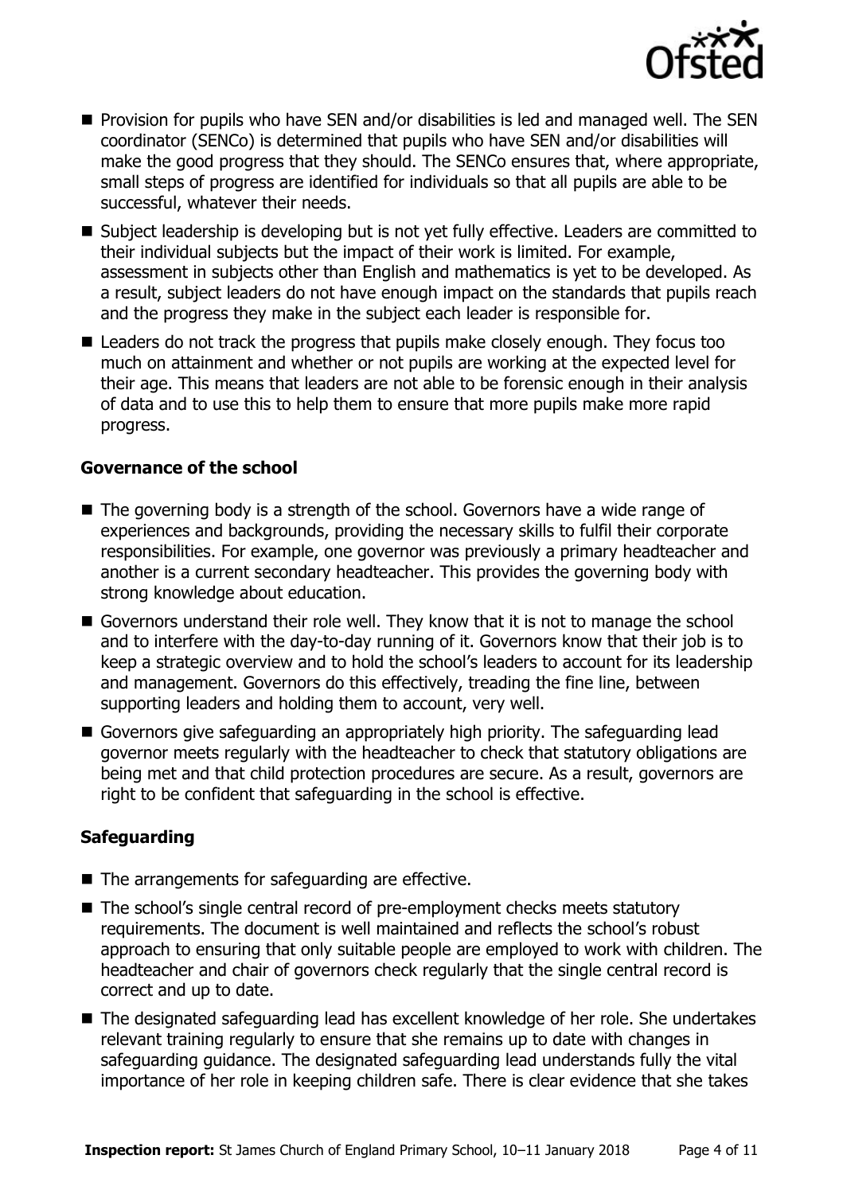- Provision for pupils who have SEN and/or disabilities is led and managed well. The SEN coordinator (SENCo) is determined that pupils who have SEN and/or disabilities will make the good progress that they should. The SENCo ensures that, where appropriate, small steps of progress are identified for individuals so that all pupils are able to be successful, whatever their needs.
- Subject leadership is developing but is not yet fully effective. Leaders are committed to their individual subjects but the impact of their work is limited. For example, assessment in subjects other than English and mathematics is yet to be developed. As a result, subject leaders do not have enough impact on the standards that pupils reach and the progress they make in the subject each leader is responsible for.
- Leaders do not track the progress that pupils make closely enough. They focus too much on attainment and whether or not pupils are working at the expected level for their age. This means that leaders are not able to be forensic enough in their analysis of data and to use this to help them to ensure that more pupils make more rapid progress.

### Governance of the school

- The governing body is a strength of the school. Governors have a wide range of experiences and backgrounds, providing the necessary skills to fulfil their corporate responsibilities. For example, one governor was previously a primary headteacher and another is a current secondary headteacher. This provides the governing body with strong knowledge about education.
- Governors understand their role well. They know that it is not to manage the school and to interfere with the day-to-day running of it. Governors know that their job is to keep a strategic overview and to hold the school's leaders to account for its leadership and management. Governors do this effectively, treading the fine line, between supporting leaders and holding them to account, very well.
- Governors give safeguarding an appropriately high priority. The safeguarding lead governor meets regularly with the headteacher to check that statutory obligations are being met and that child protection procedures are secure. As a result, governors are right to be confident that safeguarding in the school is effective.

### Safeguarding

- The arrangements for safeguarding are effective.
- The school's single central record of pre-employment checks meets statutory requirements. The document is well maintained and reflects the school's robust approach to ensuring that only suitable people are employed to work with children. The headteacher and chair of governors check regularly that the single central record is correct and up to date.
- The designated safeguarding lead has excellent knowledge of her role. She undertakes relevant training regularly to ensure that she remains up to date with changes in safeguarding guidance. The designated safeguarding lead understands fully the vital importance of her role in keeping children safe. There is clear evidence that she takes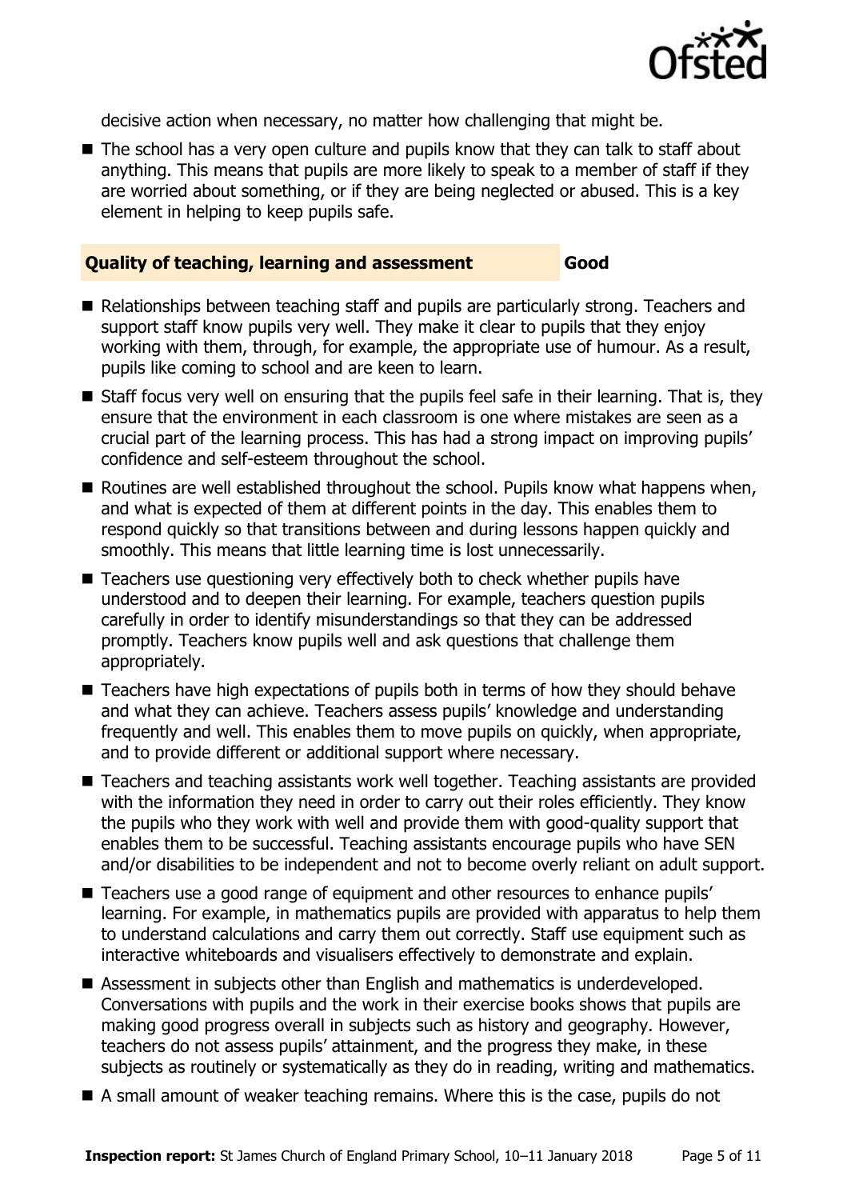decisive action when necessary, no matter how challenging that might be.

- The school has a very open culture and pupils know that they can talk to staff about anything. This means that pupils are more likely to speak to a member of staff if they are worried about something, or if they are being neglected or abused. This is a key element in helping to keep pupils safe.

### Quality of teaching, learning and assessment — Good

- Relationships between teaching staff and pupils are particularly strong. Teachers and support staff know pupils very well. They make it clear to pupils that they enjoy working with them, through, for example, the appropriate use of humour. As a result, pupils like coming to school and are keen to learn.
- Staff focus very well on ensuring that the pupils feel safe in their learning. That is, they ensure that the environment in each classroom is one where mistakes are seen as a crucial part of the learning process. This has had a strong impact on improving pupils' confidence and self-esteem throughout the school.
- Routines are well established throughout the school. Pupils know what happens when, and what is expected of them at different points in the day. This enables them to respond quickly so that transitions between and during lessons happen quickly and smoothly. This means that little learning time is lost unnecessarily.
- Teachers use questioning very effectively both to check whether pupils have understood and to deepen their learning. For example, teachers question pupils carefully in order to identify misunderstandings so that they can be addressed promptly. Teachers know pupils well and ask questions that challenge them appropriately.
- Teachers have high expectations of pupils both in terms of how they should behave and what they can achieve. Teachers assess pupils' knowledge and understanding frequently and well. This enables them to move pupils on quickly, when appropriate, and to provide different or additional support where necessary.
- Teachers and teaching assistants work well together. Teaching assistants are provided with the information they need in order to carry out their roles efficiently. They know the pupils who they work with well and provide them with good-quality support that enables them to be successful. Teaching assistants encourage pupils who have SEN and/or disabilities to be independent and not to become overly reliant on adult support.
- Teachers use a good range of equipment and other resources to enhance pupils' learning. For example, in mathematics pupils are provided with apparatus to help them to understand calculations and carry them out correctly. Staff use equipment such as interactive whiteboards and visualisers effectively to demonstrate and explain.
- Assessment in subjects other than English and mathematics is underdeveloped. Conversations with pupils and the work in their exercise books shows that pupils are making good progress overall in subjects such as history and geography. However, teachers do not assess pupils' attainment, and the progress they make, in these subjects as routinely or systematically as they do in reading, writing and mathematics.
- A small amount of weaker teaching remains. Where this is the case, pupils do not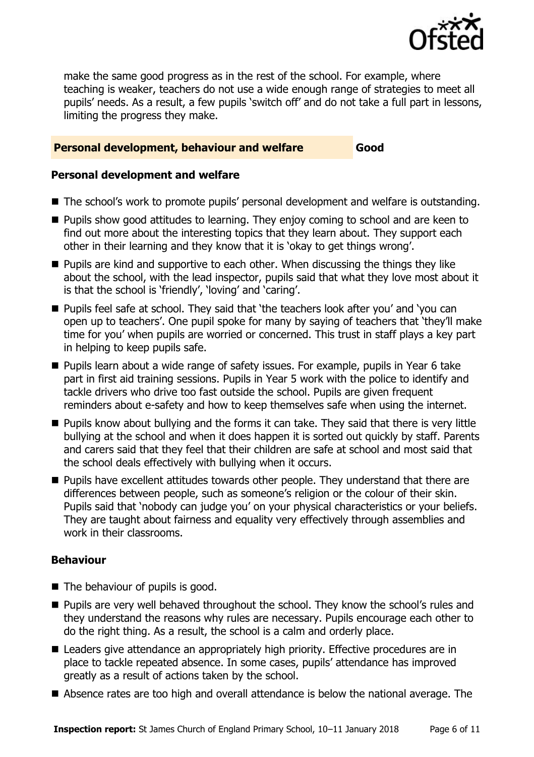make the same good progress as in the rest of the school. For example, where teaching is weaker, teachers do not use a wide enough range of strategies to meet all pupils' needs. As a result, a few pupils 'switch off' and do not take a full part in lessons, limiting the progress they make.

## Personal development, behaviour and welfare — Good

### Personal development and welfare

- The school's work to promote pupils' personal development and welfare is outstanding.
- Pupils show good attitudes to learning. They enjoy coming to school and are keen to find out more about the interesting topics that they learn about. They support each other in their learning and they know that it is 'okay to get things wrong'.
- Pupils are kind and supportive to each other. When discussing the things they like about the school, with the lead inspector, pupils said that what they love most about it is that the school is 'friendly', 'loving' and 'caring'.
- Pupils feel safe at school. They said that 'the teachers look after you' and 'you can open up to teachers'. One pupil spoke for many by saying of teachers that 'they'll make time for you' when pupils are worried or concerned. This trust in staff plays a key part in helping to keep pupils safe.
- Pupils learn about a wide range of safety issues. For example, pupils in Year 6 take part in first aid training sessions. Pupils in Year 5 work with the police to identify and tackle drivers who drive too fast outside the school. Pupils are given frequent reminders about e-safety and how to keep themselves safe when using the internet.
- Pupils know about bullying and the forms it can take. They said that there is very little bullying at the school and when it does happen it is sorted out quickly by staff. Parents and carers said that they feel that their children are safe at school and most said that the school deals effectively with bullying when it occurs.
- Pupils have excellent attitudes towards other people. They understand that there are differences between people, such as someone's religion or the colour of their skin. Pupils said that 'nobody can judge you' on your physical characteristics or your beliefs. They are taught about fairness and equality very effectively through assemblies and work in their classrooms.

### Behaviour

- The behaviour of pupils is good.
- Pupils are very well behaved throughout the school. They know the school's rules and they understand the reasons why rules are necessary. Pupils encourage each other to do the right thing. As a result, the school is a calm and orderly place.
- Leaders give attendance an appropriately high priority. Effective procedures are in place to tackle repeated absence. In some cases, pupils' attendance has improved greatly as a result of actions taken by the school.
- Absence rates are too high and overall attendance is below the national average. The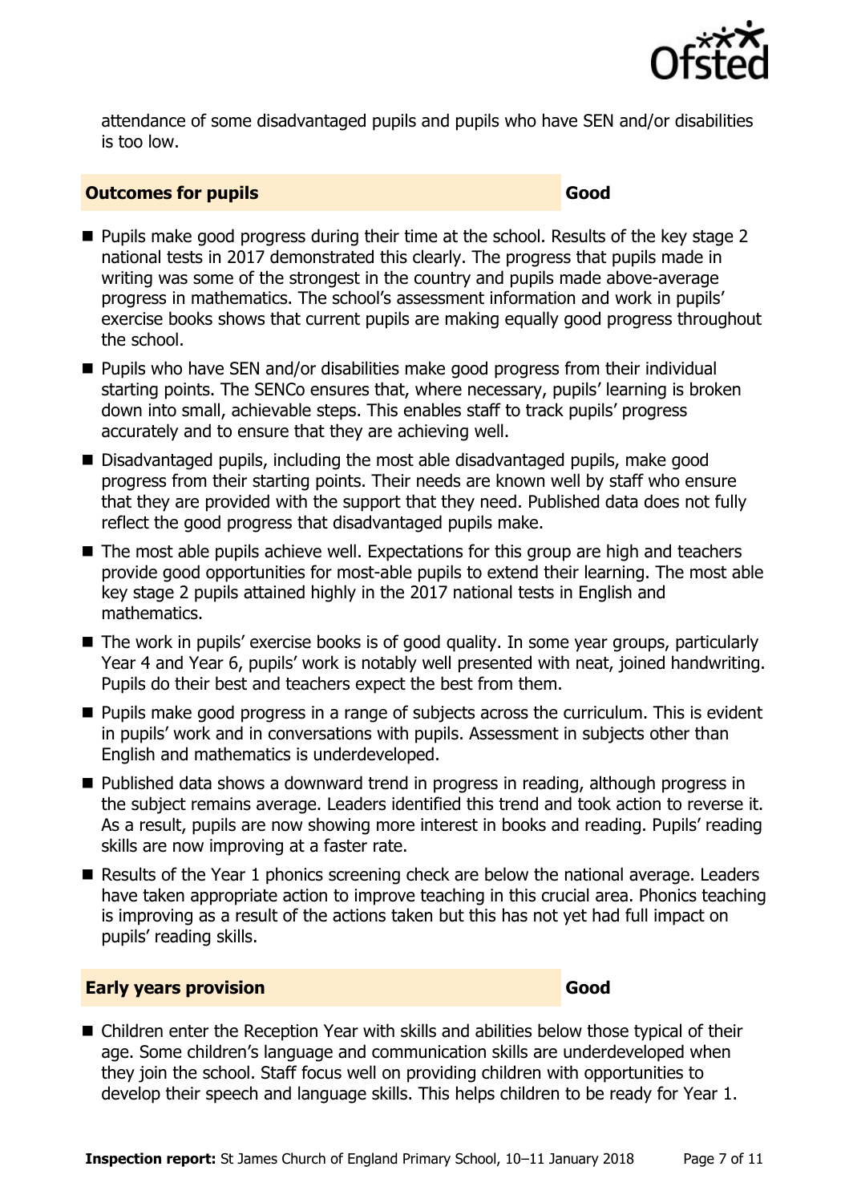attendance of some disadvantaged pupils and pupils who have SEN and/or disabilities is too low.

## Outcomes for pupils — Good

- Pupils make good progress during their time at the school. Results of the key stage 2 national tests in 2017 demonstrated this clearly. The progress that pupils made in writing was some of the strongest in the country and pupils made above-average progress in mathematics. The school's assessment information and work in pupils' exercise books shows that current pupils are making equally good progress throughout the school.
- Pupils who have SEN and/or disabilities make good progress from their individual starting points. The SENCo ensures that, where necessary, pupils' learning is broken down into small, achievable steps. This enables staff to track pupils' progress accurately and to ensure that they are achieving well.
- Disadvantaged pupils, including the most able disadvantaged pupils, make good progress from their starting points. Their needs are known well by staff who ensure that they are provided with the support that they need. Published data does not fully reflect the good progress that disadvantaged pupils make.
- The most able pupils achieve well. Expectations for this group are high and teachers provide good opportunities for most-able pupils to extend their learning. The most able key stage 2 pupils attained highly in the 2017 national tests in English and mathematics.
- The work in pupils' exercise books is of good quality. In some year groups, particularly Year 4 and Year 6, pupils' work is notably well presented with neat, joined handwriting. Pupils do their best and teachers expect the best from them.
- Pupils make good progress in a range of subjects across the curriculum. This is evident in pupils' work and in conversations with pupils. Assessment in subjects other than English and mathematics is underdeveloped.
- Published data shows a downward trend in progress in reading, although progress in the subject remains average. Leaders identified this trend and took action to reverse it. As a result, pupils are now showing more interest in books and reading. Pupils' reading skills are now improving at a faster rate.
- Results of the Year 1 phonics screening check are below the national average. Leaders have taken appropriate action to improve teaching in this crucial area. Phonics teaching is improving as a result of the actions taken but this has not yet had full impact on pupils' reading skills.

## Early years provision — Good

- Children enter the Reception Year with skills and abilities below those typical of their age. Some children's language and communication skills are underdeveloped when they join the school. Staff focus well on providing children with opportunities to develop their speech and language skills. This helps children to be ready for Year 1.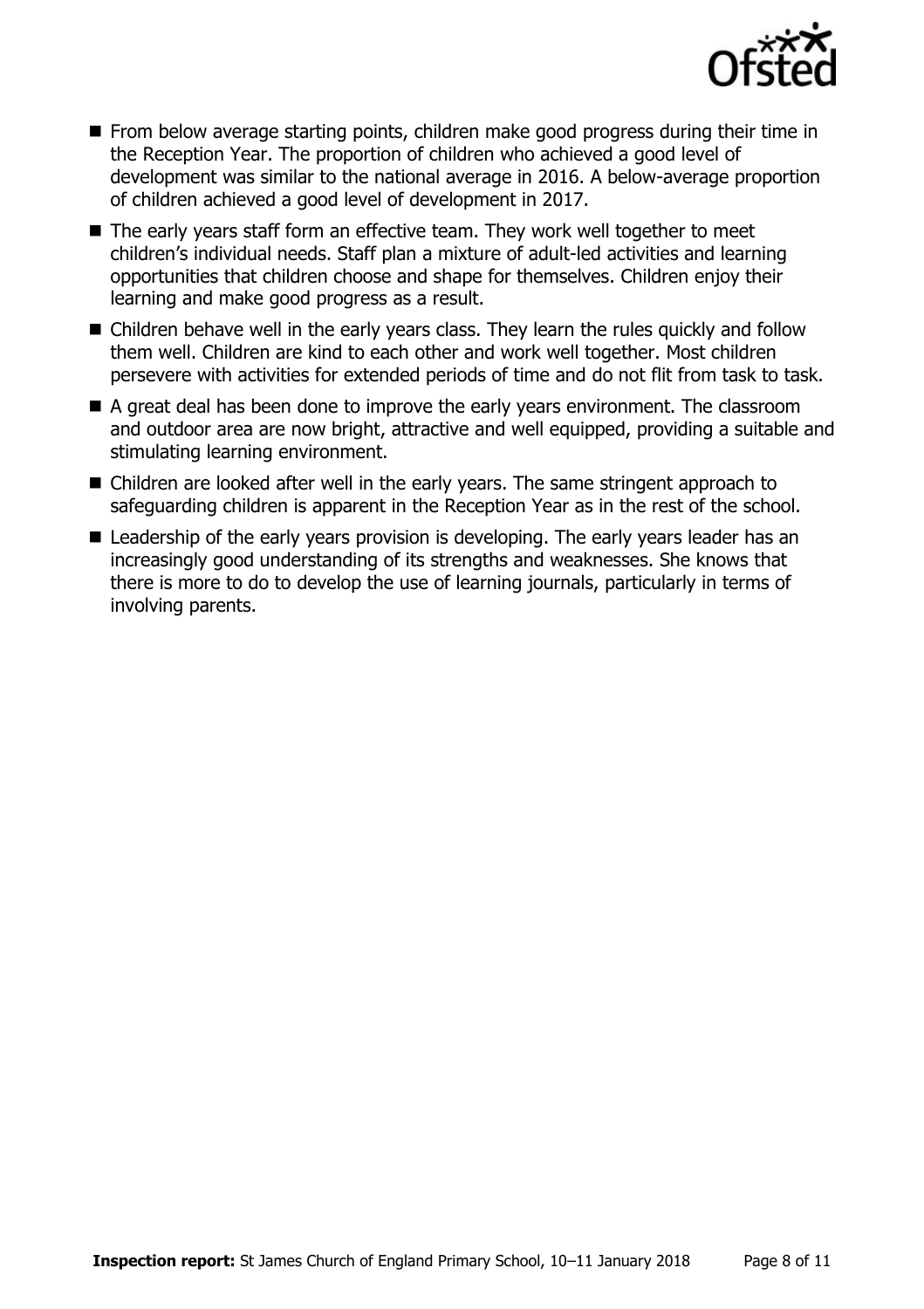- From below average starting points, children make good progress during their time in the Reception Year. The proportion of children who achieved a good level of development was similar to the national average in 2016. A below-average proportion of children achieved a good level of development in 2017.
- The early years staff form an effective team. They work well together to meet children's individual needs. Staff plan a mixture of adult-led activities and learning opportunities that children choose and shape for themselves. Children enjoy their learning and make good progress as a result.
- Children behave well in the early years class. They learn the rules quickly and follow them well. Children are kind to each other and work well together. Most children persevere with activities for extended periods of time and do not flit from task to task.
- A great deal has been done to improve the early years environment. The classroom and outdoor area are now bright, attractive and well equipped, providing a suitable and stimulating learning environment.
- Children are looked after well in the early years. The same stringent approach to safeguarding children is apparent in the Reception Year as in the rest of the school.
- Leadership of the early years provision is developing. The early years leader has an increasingly good understanding of its strengths and weaknesses. She knows that there is more to do to develop the use of learning journals, particularly in terms of involving parents.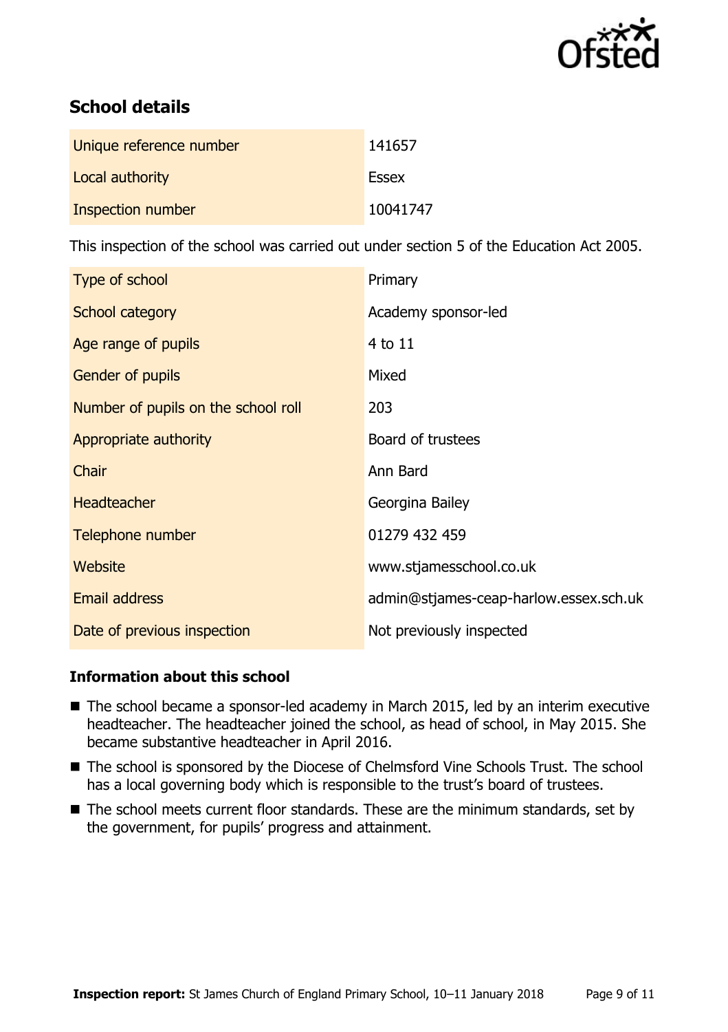## School details

| | |
|---|---|
| Unique reference number | 141657 |
| Local authority | Essex |
| Inspection number | 10041747 |

This inspection of the school was carried out under section 5 of the Education Act 2005.

| | |
|---|---|
| Type of school | Primary |
| School category | Academy sponsor-led |
| Age range of pupils | 4 to 11 |
| Gender of pupils | Mixed |
| Number of pupils on the school roll | 203 |
| Appropriate authority | Board of trustees |
| Chair | Ann Bard |
| Headteacher | Georgina Bailey |
| Telephone number | 01279 432 459 |
| Website | www.stjamesschool.co.uk |
| Email address | admin@stjames-ceap-harlow.essex.sch.uk |
| Date of previous inspection | Not previously inspected |

### Information about this school

- The school became a sponsor-led academy in March 2015, led by an interim executive headteacher. The headteacher joined the school, as head of school, in May 2015. She became substantive headteacher in April 2016.
- The school is sponsored by the Diocese of Chelmsford Vine Schools Trust. The school has a local governing body which is responsible to the trust's board of trustees.
- The school meets current floor standards. These are the minimum standards, set by the government, for pupils' progress and attainment.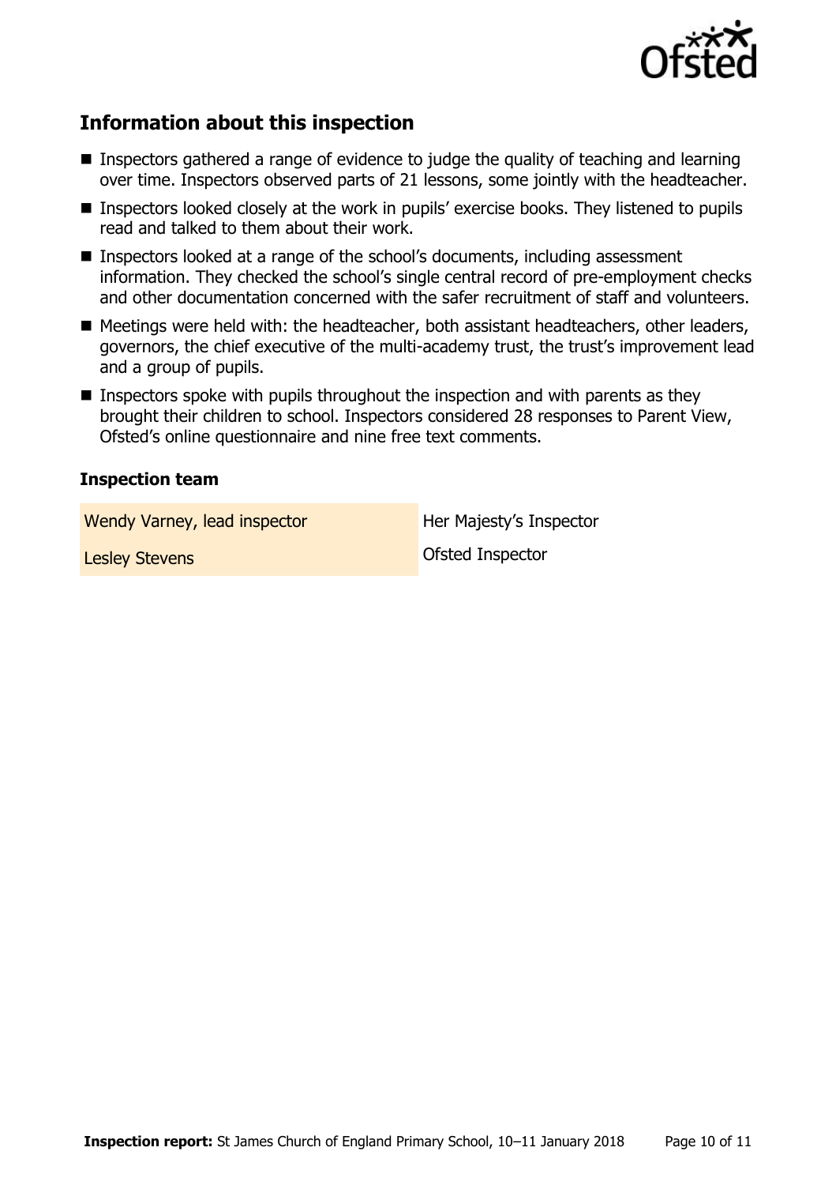## Information about this inspection

- Inspectors gathered a range of evidence to judge the quality of teaching and learning over time. Inspectors observed parts of 21 lessons, some jointly with the headteacher.
- Inspectors looked closely at the work in pupils' exercise books. They listened to pupils read and talked to them about their work.
- Inspectors looked at a range of the school's documents, including assessment information. They checked the school's single central record of pre-employment checks and other documentation concerned with the safer recruitment of staff and volunteers.
- Meetings were held with: the headteacher, both assistant headteachers, other leaders, governors, the chief executive of the multi-academy trust, the trust's improvement lead and a group of pupils.
- Inspectors spoke with pupils throughout the inspection and with parents as they brought their children to school. Inspectors considered 28 responses to Parent View, Ofsted's online questionnaire and nine free text comments.

### Inspection team

| | |
|---|---|
| Wendy Varney, lead inspector | Her Majesty's Inspector |
| Lesley Stevens | Ofsted Inspector |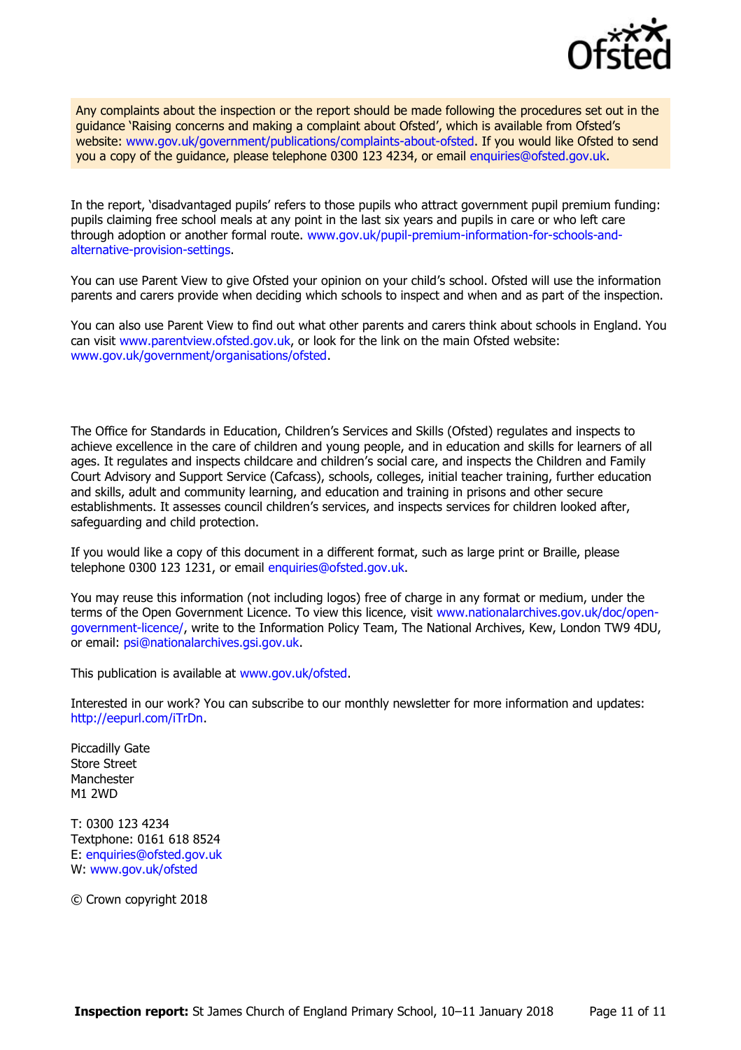Any complaints about the inspection or the report should be made following the procedures set out in the guidance 'Raising concerns and making a complaint about Ofsted', which is available from Ofsted's website: www.gov.uk/government/publications/complaints-about-ofsted. If you would like Ofsted to send you a copy of the guidance, please telephone 0300 123 4234, or email enquiries@ofsted.gov.uk.

In the report, 'disadvantaged pupils' refers to those pupils who attract government pupil premium funding: pupils claiming free school meals at any point in the last six years and pupils in care or who left care through adoption or another formal route. www.gov.uk/pupil-premium-information-for-schools-and-alternative-provision-settings.

You can use Parent View to give Ofsted your opinion on your child's school. Ofsted will use the information parents and carers provide when deciding which schools to inspect and when and as part of the inspection.

You can also use Parent View to find out what other parents and carers think about schools in England. You can visit www.parentview.ofsted.gov.uk, or look for the link on the main Ofsted website: www.gov.uk/government/organisations/ofsted.

The Office for Standards in Education, Children's Services and Skills (Ofsted) regulates and inspects to achieve excellence in the care of children and young people, and in education and skills for learners of all ages. It regulates and inspects childcare and children's social care, and inspects the Children and Family Court Advisory and Support Service (Cafcass), schools, colleges, initial teacher training, further education and skills, adult and community learning, and education and training in prisons and other secure establishments. It assesses council children's services, and inspects services for children looked after, safeguarding and child protection.

If you would like a copy of this document in a different format, such as large print or Braille, please telephone 0300 123 1231, or email enquiries@ofsted.gov.uk.

You may reuse this information (not including logos) free of charge in any format or medium, under the terms of the Open Government Licence. To view this licence, visit www.nationalarchives.gov.uk/doc/open-government-licence/, write to the Information Policy Team, The National Archives, Kew, London TW9 4DU, or email: psi@nationalarchives.gsi.gov.uk.

This publication is available at www.gov.uk/ofsted.

Interested in our work? You can subscribe to our monthly newsletter for more information and updates: http://eepurl.com/iTrDn.

Piccadilly Gate
Store Street
Manchester
M1 2WD

T: 0300 123 4234
Textphone: 0161 618 8524
E: enquiries@ofsted.gov.uk
W: www.gov.uk/ofsted

© Crown copyright 2018